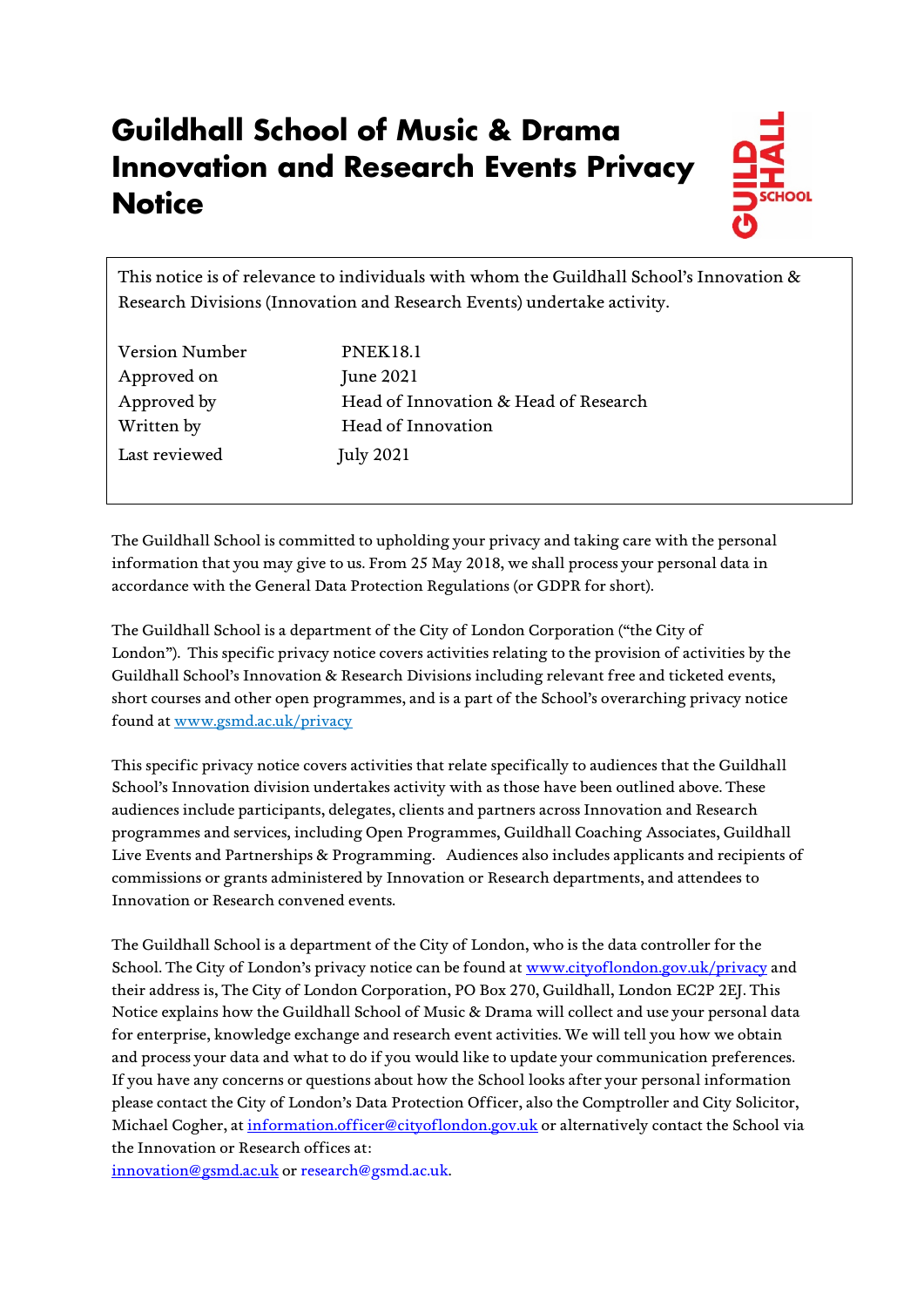# Guildhall School of Music & Drama Innovation and Research Events Privacy Notice

This notice is of relevance to individuals with whom the Guildhall School's Innovation & Research Divisions (Innovation and Research Events) undertake activity.

| | |
|---|---|
| Version Number | PNEK18.1 |
| Approved on | June 2021 |
| Approved by | Head of Innovation & Head of Research |
| Written by | Head of Innovation |
| Last reviewed | July 2021 |

The Guildhall School is committed to upholding your privacy and taking care with the personal information that you may give to us. From 25 May 2018, we shall process your personal data in accordance with the General Data Protection Regulations (or GDPR for short).

The Guildhall School is a department of the City of London Corporation ("the City of London"). This specific privacy notice covers activities relating to the provision of activities by the Guildhall School's Innovation & Research Divisions including relevant free and ticketed events, short courses and other open programmes, and is a part of the School's overarching privacy notice found at [www.gsmd.ac.uk/privacy](http://www.gsmd.ac.uk/privacy)

This specific privacy notice covers activities that relate specifically to audiences that the Guildhall School's Innovation division undertakes activity with as those have been outlined above. These audiences include participants, delegates, clients and partners across Innovation and Research programmes and services, including Open Programmes, Guildhall Coaching Associates, Guildhall Live Events and Partnerships & Programming. Audiences also includes applicants and recipients of commissions or grants administered by Innovation or Research departments, and attendees to Innovation or Research convened events.

The Guildhall School is a department of the City of London, who is the data controller for the School. The City of London's privacy notice can be found at [www.cityoflondon.gov.uk/privacy](http://www.cityoflondon.gov.uk/privacy) and their address is, The City of London Corporation, PO Box 270, Guildhall, London EC2P 2EJ. This Notice explains how the Guildhall School of Music & Drama will collect and use your personal data for enterprise, knowledge exchange and research event activities. We will tell you how we obtain and process your data and what to do if you would like to update your communication preferences. If you have any concerns or questions about how the School looks after your personal information please contact the City of London's Data Protection Officer, also the Comptroller and City Solicitor, Michael Cogher, at [information.officer@cityoflondon.gov.uk](mailto:information.officer@cityoflondon.gov.uk) or alternatively contact the School via the Innovation or Research offices at:
[innovation@gsmd.ac.uk](mailto:innovation@gsmd.ac.uk) or research@gsmd.ac.uk.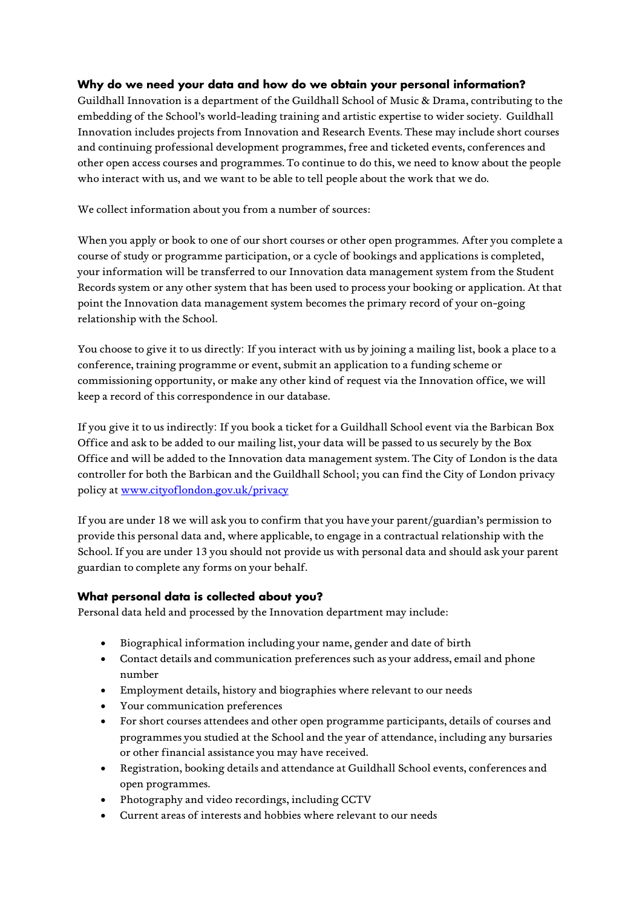### Why do we need your data and how do we obtain your personal information?

Guildhall Innovation is a department of the Guildhall School of Music & Drama, contributing to the embedding of the School's world-leading training and artistic expertise to wider society. Guildhall Innovation includes projects from Innovation and Research Events. These may include short courses and continuing professional development programmes, free and ticketed events, conferences and other open access courses and programmes. To continue to do this, we need to know about the people who interact with us, and we want to be able to tell people about the work that we do.

We collect information about you from a number of sources:

When you apply or book to one of our short courses or other open programmes. After you complete a course of study or programme participation, or a cycle of bookings and applications is completed, your information will be transferred to our Innovation data management system from the Student Records system or any other system that has been used to process your booking or application. At that point the Innovation data management system becomes the primary record of your on-going relationship with the School.

You choose to give it to us directly: If you interact with us by joining a mailing list, book a place to a conference, training programme or event, submit an application to a funding scheme or commissioning opportunity, or make any other kind of request via the Innovation office, we will keep a record of this correspondence in our database.

If you give it to us indirectly: If you book a ticket for a Guildhall School event via the Barbican Box Office and ask to be added to our mailing list, your data will be passed to us securely by the Box Office and will be added to the Innovation data management system. The City of London is the data controller for both the Barbican and the Guildhall School; you can find the City of London privacy policy at [www.cityoflondon.gov.uk/privacy](http://www.cityoflondon.gov.uk/privacy)

If you are under 18 we will ask you to confirm that you have your parent/guardian's permission to provide this personal data and, where applicable, to engage in a contractual relationship with the School. If you are under 13 you should not provide us with personal data and should ask your parent guardian to complete any forms on your behalf.

### What personal data is collected about you?

Personal data held and processed by the Innovation department may include:

- Biographical information including your name, gender and date of birth
- Contact details and communication preferences such as your address, email and phone number
- Employment details, history and biographies where relevant to our needs
- Your communication preferences
- For short courses attendees and other open programme participants, details of courses and programmes you studied at the School and the year of attendance, including any bursaries or other financial assistance you may have received.
- Registration, booking details and attendance at Guildhall School events, conferences and open programmes.
- Photography and video recordings, including CCTV
- Current areas of interests and hobbies where relevant to our needs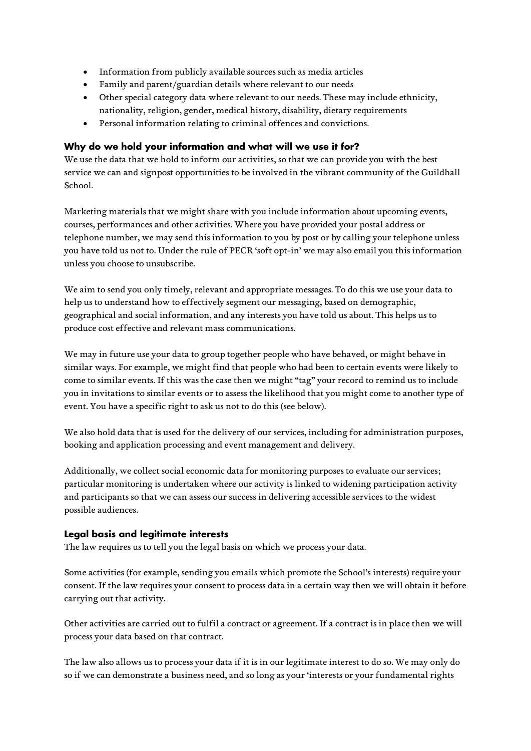- Information from publicly available sources such as media articles
- Family and parent/guardian details where relevant to our needs
- Other special category data where relevant to our needs. These may include ethnicity, nationality, religion, gender, medical history, disability, dietary requirements
- Personal information relating to criminal offences and convictions.

### Why do we hold your information and what will we use it for?

We use the data that we hold to inform our activities, so that we can provide you with the best service we can and signpost opportunities to be involved in the vibrant community of the Guildhall School.

Marketing materials that we might share with you include information about upcoming events, courses, performances and other activities. Where you have provided your postal address or telephone number, we may send this information to you by post or by calling your telephone unless you have told us not to. Under the rule of PECR 'soft opt-in' we may also email you this information unless you choose to unsubscribe.

We aim to send you only timely, relevant and appropriate messages. To do this we use your data to help us to understand how to effectively segment our messaging, based on demographic, geographical and social information, and any interests you have told us about. This helps us to produce cost effective and relevant mass communications.

We may in future use your data to group together people who have behaved, or might behave in similar ways. For example, we might find that people who had been to certain events were likely to come to similar events. If this was the case then we might "tag" your record to remind us to include you in invitations to similar events or to assess the likelihood that you might come to another type of event. You have a specific right to ask us not to do this (see below).

We also hold data that is used for the delivery of our services, including for administration purposes, booking and application processing and event management and delivery.

Additionally, we collect social economic data for monitoring purposes to evaluate our services; particular monitoring is undertaken where our activity is linked to widening participation activity and participants so that we can assess our success in delivering accessible services to the widest possible audiences.

### Legal basis and legitimate interests

The law requires us to tell you the legal basis on which we process your data.

Some activities (for example, sending you emails which promote the School's interests) require your consent. If the law requires your consent to process data in a certain way then we will obtain it before carrying out that activity.

Other activities are carried out to fulfil a contract or agreement. If a contract is in place then we will process your data based on that contract.

The law also allows us to process your data if it is in our legitimate interest to do so. We may only do so if we can demonstrate a business need, and so long as your 'interests or your fundamental rights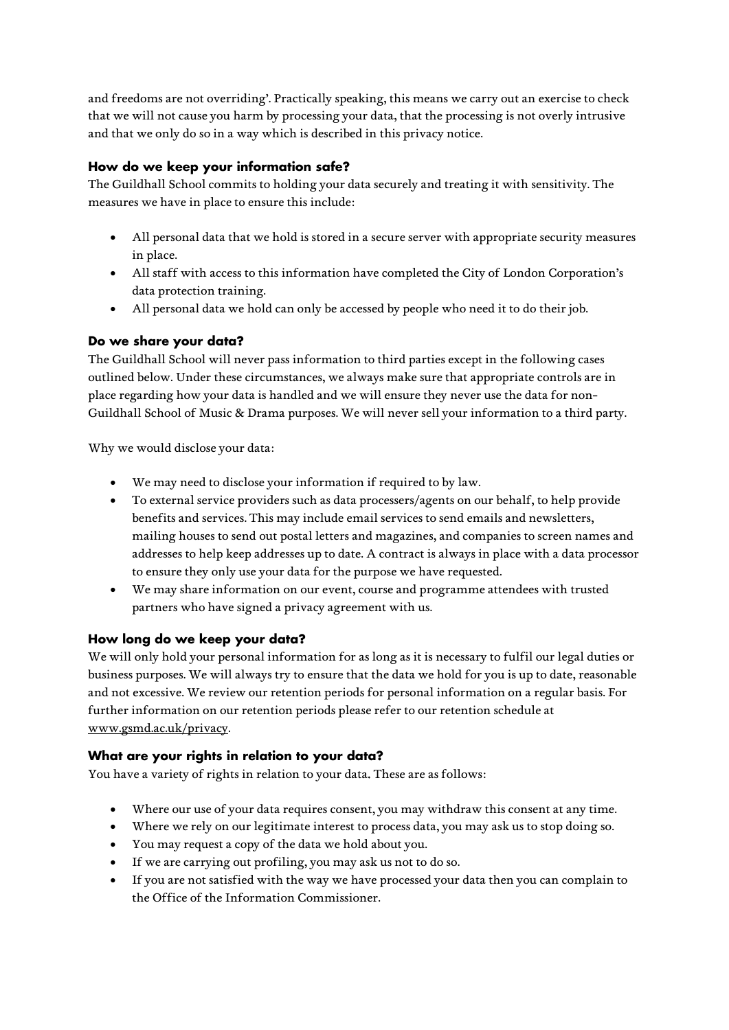and freedoms are not overriding'. Practically speaking, this means we carry out an exercise to check that we will not cause you harm by processing your data, that the processing is not overly intrusive and that we only do so in a way which is described in this privacy notice.

### How do we keep your information safe?

The Guildhall School commits to holding your data securely and treating it with sensitivity. The measures we have in place to ensure this include:

- All personal data that we hold is stored in a secure server with appropriate security measures in place.
- All staff with access to this information have completed the City of London Corporation's data protection training.
- All personal data we hold can only be accessed by people who need it to do their job.

### Do we share your data?

The Guildhall School will never pass information to third parties except in the following cases outlined below. Under these circumstances, we always make sure that appropriate controls are in place regarding how your data is handled and we will ensure they never use the data for non-Guildhall School of Music & Drama purposes. We will never sell your information to a third party.

Why we would disclose your data:

- We may need to disclose your information if required to by law.
- To external service providers such as data processers/agents on our behalf, to help provide benefits and services. This may include email services to send emails and newsletters, mailing houses to send out postal letters and magazines, and companies to screen names and addresses to help keep addresses up to date. A contract is always in place with a data processor to ensure they only use your data for the purpose we have requested.
- We may share information on our event, course and programme attendees with trusted partners who have signed a privacy agreement with us.

### How long do we keep your data?

We will only hold your personal information for as long as it is necessary to fulfil our legal duties or business purposes. We will always try to ensure that the data we hold for you is up to date, reasonable and not excessive. We review our retention periods for personal information on a regular basis. For further information on our retention periods please refer to our retention schedule at www.gsmd.ac.uk/privacy.

### What are your rights in relation to your data?

You have a variety of rights in relation to your data. These are as follows:

- Where our use of your data requires consent, you may withdraw this consent at any time.
- Where we rely on our legitimate interest to process data, you may ask us to stop doing so.
- You may request a copy of the data we hold about you.
- If we are carrying out profiling, you may ask us not to do so.
- If you are not satisfied with the way we have processed your data then you can complain to the Office of the Information Commissioner.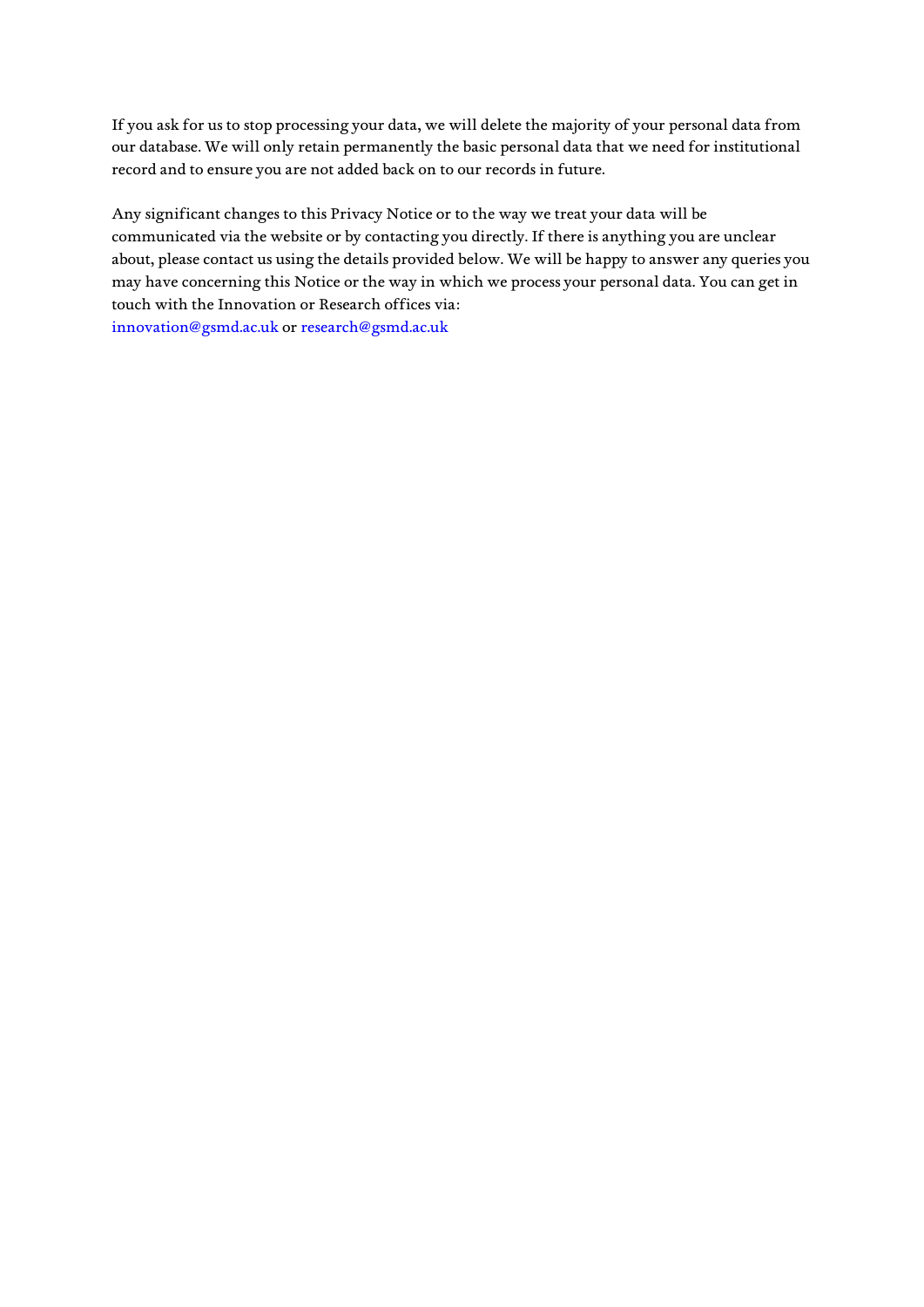If you ask for us to stop processing your data, we will delete the majority of your personal data from our database. We will only retain permanently the basic personal data that we need for institutional record and to ensure you are not added back on to our records in future.

Any significant changes to this Privacy Notice or to the way we treat your data will be communicated via the website or by contacting you directly. If there is anything you are unclear about, please contact us using the details provided below. We will be happy to answer any queries you may have concerning this Notice or the way in which we process your personal data. You can get in touch with the Innovation or Research offices via:
innovation@gsmd.ac.uk or research@gsmd.ac.uk